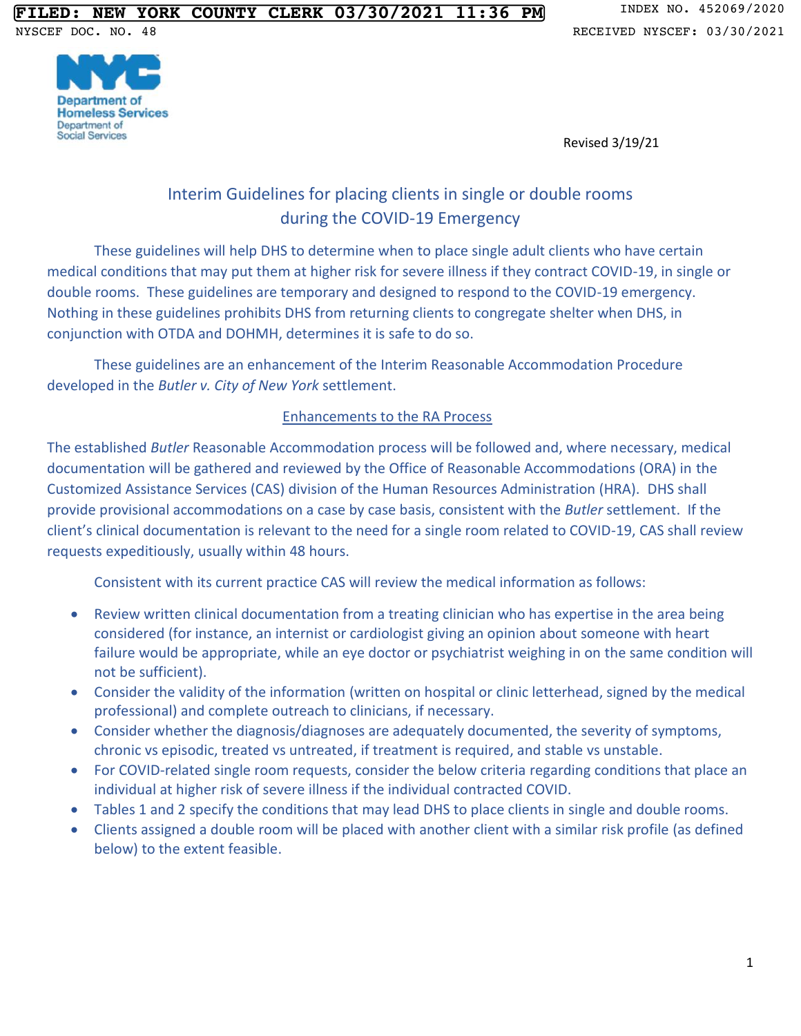Revised 3/19/21

# Interim Guidelines for placing clients in single or double rooms during the COVID-19 Emergency

These guidelines will help DHS to determine when to place single adult clients who have certain medical conditions that may put them at higher risk for severe illness if they contract COVID-19, in single or double rooms. These guidelines are temporary and designed to respond to the COVID-19 emergency. Nothing in these guidelines prohibits DHS from returning clients to congregate shelter when DHS, in conjunction with OTDA and DOHMH, determines it is safe to do so.

These guidelines are an enhancement of the Interim Reasonable Accommodation Procedure developed in the *Butler v. City of New York* settlement.

## Enhancements to the RA Process

The established *Butler* Reasonable Accommodation process will be followed and, where necessary, medical documentation will be gathered and reviewed by the Office of Reasonable Accommodations (ORA) in the Customized Assistance Services (CAS) division of the Human Resources Administration (HRA). DHS shall provide provisional accommodations on a case by case basis, consistent with the *Butler* settlement. If the client's clinical documentation is relevant to the need for a single room related to COVID-19, CAS shall review requests expeditiously, usually within 48 hours.

Consistent with its current practice CAS will review the medical information as follows:

- Review written clinical documentation from a treating clinician who has expertise in the area being considered (for instance, an internist or cardiologist giving an opinion about someone with heart failure would be appropriate, while an eye doctor or psychiatrist weighing in on the same condition will not be sufficient).
- Consider the validity of the information (written on hospital or clinic letterhead, signed by the medical professional) and complete outreach to clinicians, if necessary.
- Consider whether the diagnosis/diagnoses are adequately documented, the severity of symptoms, chronic vs episodic, treated vs untreated, if treatment is required, and stable vs unstable.
- For COVID-related single room requests, consider the below criteria regarding conditions that place an individual at higher risk of severe illness if the individual contracted COVID.
- Tables 1 and 2 specify the conditions that may lead DHS to place clients in single and double rooms.
- Clients assigned a double room will be placed with another client with a similar risk profile (as defined below) to the extent feasible.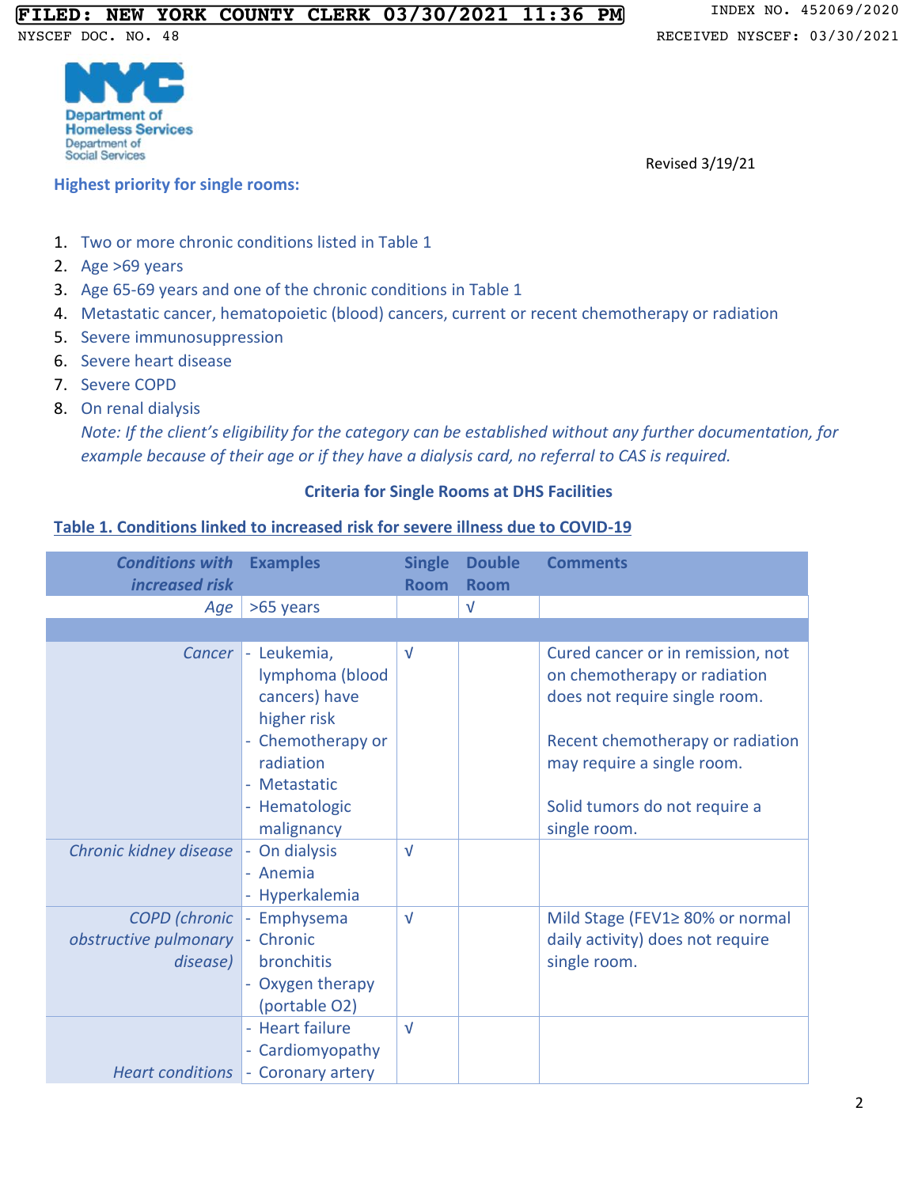Department of Homeless Services
Department of Social Services

Revised 3/19/21

**Highest priority for single rooms:**

1. Two or more chronic conditions listed in Table 1
2. Age >69 years
3. Age 65-69 years and one of the chronic conditions in Table 1
4. Metastatic cancer, hematopoietic (blood) cancers, current or recent chemotherapy or radiation
5. Severe immunosuppression
6. Severe heart disease
7. Severe COPD
8. On renal dialysis

   *Note: If the client's eligibility for the category can be established without any further documentation, for example because of their age or if they have a dialysis card, no referral to CAS is required.*

**Criteria for Single Rooms at DHS Facilities**

**Table 1. Conditions linked to increased risk for severe illness due to COVID-19**

| *Conditions with increased risk* | Examples | Single Room | Double Room | Comments |
|---|---|---|---|---|
| *Age* | >65 years | | √ | |
| | | | | |
| *Cancer* | - Leukemia, lymphoma (blood cancers) have higher risk<br>- Chemotherapy or radiation<br>- Metastatic<br>- Hematologic malignancy | √ | | Cured cancer or in remission, not on chemotherapy or radiation does not require single room.<br><br>Recent chemotherapy or radiation may require a single room.<br><br>Solid tumors do not require a single room. |
| *Chronic kidney disease* | - On dialysis<br>- Anemia<br>- Hyperkalemia | √ | | |
| *COPD (chronic obstructive pulmonary disease)* | - Emphysema<br>- Chronic bronchitis<br>- Oxygen therapy (portable O2) | √ | | Mild Stage ($FEV_1 \geq$ 80% or normal daily activity) does not require single room. |
| *Heart conditions* | - Heart failure<br>- Cardiomyopathy<br>- Coronary artery | √ | | |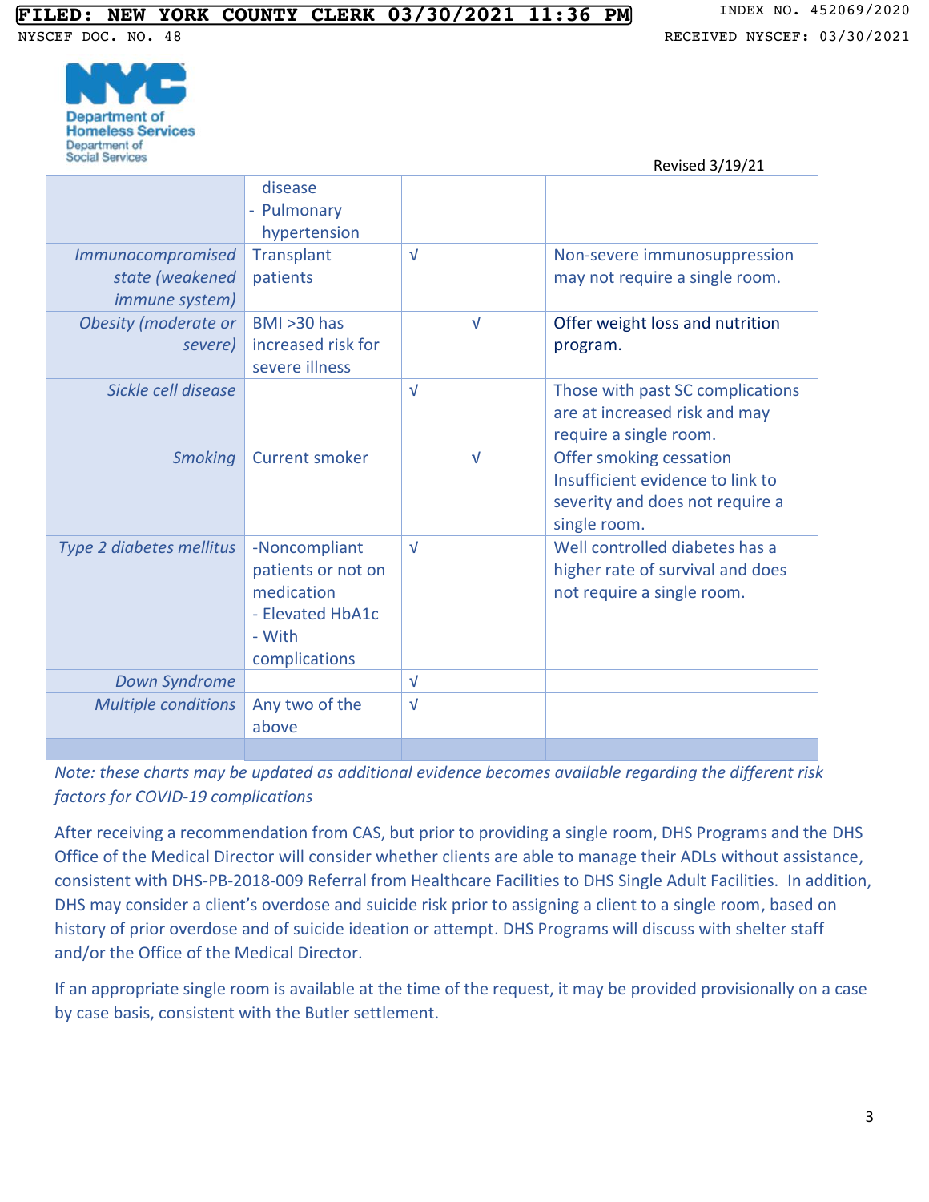Revised 3/19/21

| | | | | |
|---|---|---|---|---|
| | disease<br>- Pulmonary hypertension | | | |
| *Immunocompromised state (weakened immune system)* | Transplant patients | √ | | Non-severe immunosuppression may not require a single room. |
| *Obesity (moderate or severe)* | BMI >30 has increased risk for severe illness | | √ | Offer weight loss and nutrition program. |
| *Sickle cell disease* | | √ | | Those with past SC complications are at increased risk and may require a single room. |
| *Smoking* | Current smoker | | √ | Offer smoking cessation Insufficient evidence to link to severity and does not require a single room. |
| *Type 2 diabetes mellitus* | -Noncompliant patients or not on medication<br>- Elevated HbA1c<br>- With complications | √ | | Well controlled diabetes has a higher rate of survival and does not require a single room. |
| *Down Syndrome* | | √ | | |
| *Multiple conditions* | Any two of the above | √ | | |
| | | | | |

*Note: these charts may be updated as additional evidence becomes available regarding the different risk factors for COVID-19 complications*

After receiving a recommendation from CAS, but prior to providing a single room, DHS Programs and the DHS Office of the Medical Director will consider whether clients are able to manage their ADLs without assistance, consistent with DHS-PB-2018-009 Referral from Healthcare Facilities to DHS Single Adult Facilities. In addition, DHS may consider a client's overdose and suicide risk prior to assigning a client to a single room, based on history of prior overdose and of suicide ideation or attempt. DHS Programs will discuss with shelter staff and/or the Office of the Medical Director.

If an appropriate single room is available at the time of the request, it may be provided provisionally on a case by case basis, consistent with the Butler settlement.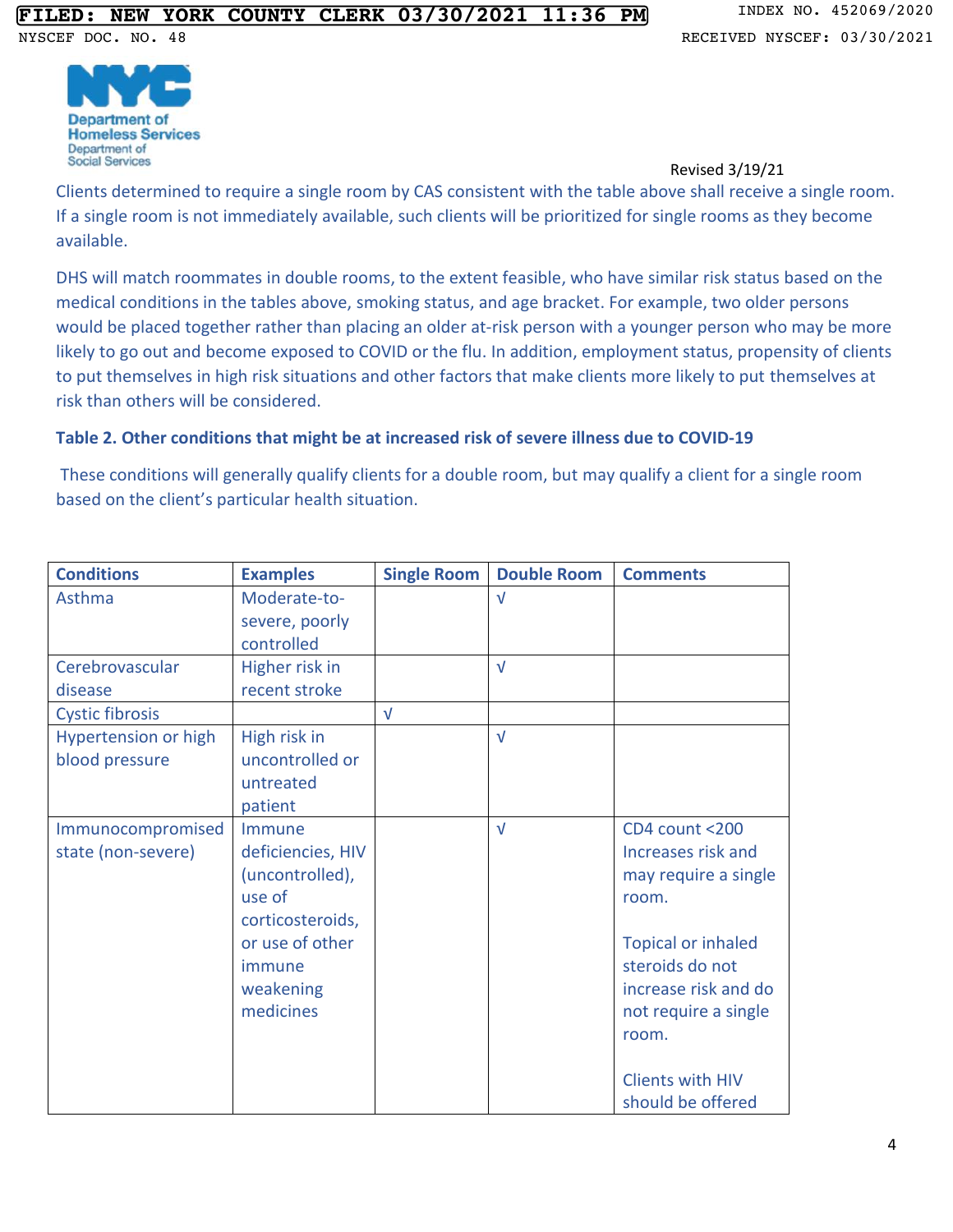Revised 3/19/21

Clients determined to require a single room by CAS consistent with the table above shall receive a single room. If a single room is not immediately available, such clients will be prioritized for single rooms as they become available.

DHS will match roommates in double rooms, to the extent feasible, who have similar risk status based on the medical conditions in the tables above, smoking status, and age bracket. For example, two older persons would be placed together rather than placing an older at-risk person with a younger person who may be more likely to go out and become exposed to COVID or the flu. In addition, employment status, propensity of clients to put themselves in high risk situations and other factors that make clients more likely to put themselves at risk than others will be considered.

**Table 2. Other conditions that might be at increased risk of severe illness due to COVID-19**

These conditions will generally qualify clients for a double room, but may qualify a client for a single room based on the client's particular health situation.

| Conditions | Examples | Single Room | Double Room | Comments |
|---|---|---|---|---|
| Asthma | Moderate-to-severe, poorly controlled | | √ | |
| Cerebrovascular disease | Higher risk in recent stroke | | √ | |
| Cystic fibrosis | | √ | | |
| Hypertension or high blood pressure | High risk in uncontrolled or untreated patient | | √ | |
| Immunocompromised state (non-severe) | Immune deficiencies, HIV (uncontrolled), use of corticosteroids, or use of other immune weakening medicines | | √ | CD4 count <200 Increases risk and may require a single room.<br><br>Topical or inhaled steroids do not increase risk and do not require a single room.<br><br>Clients with HIV should be offered |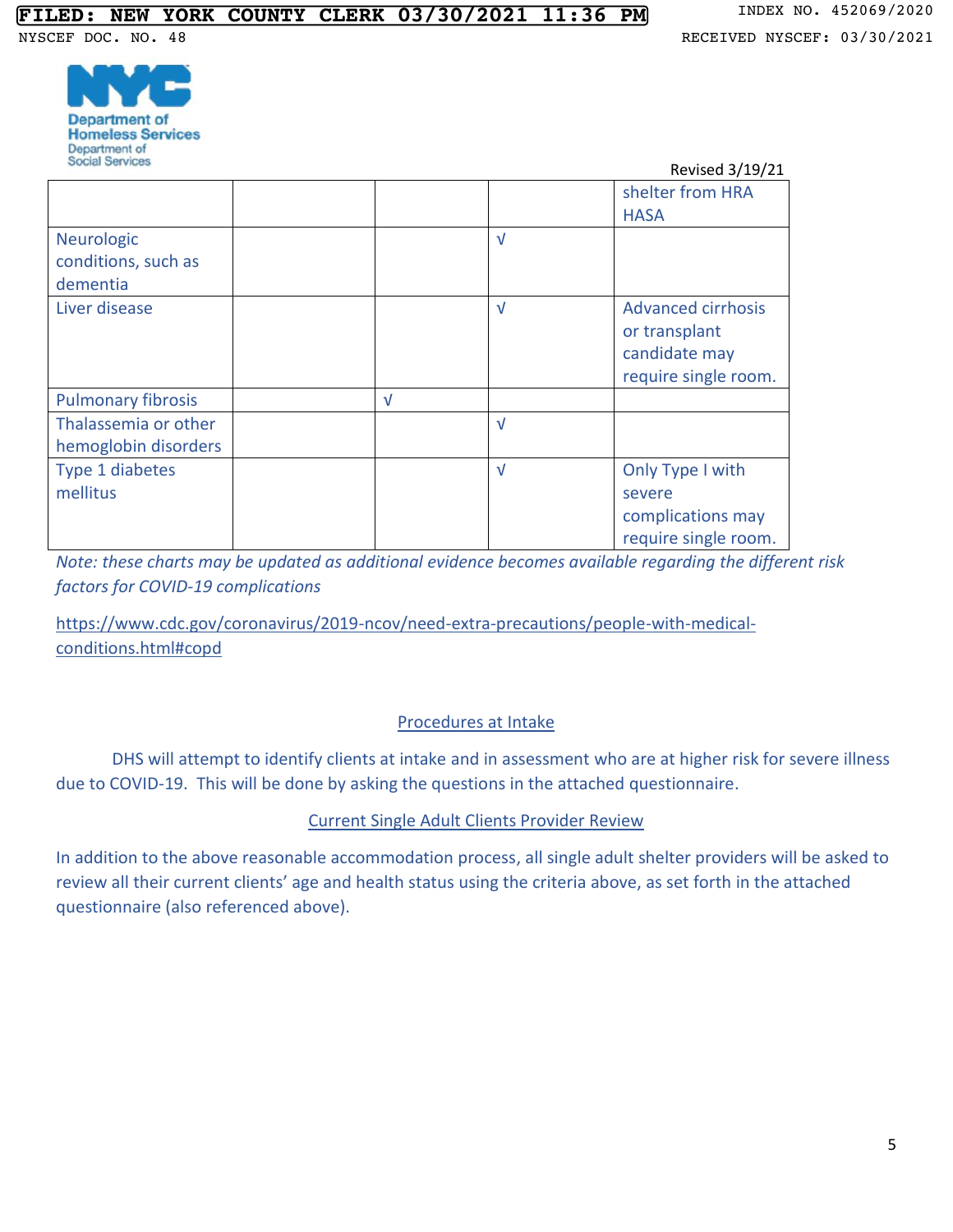Revised 3/19/21

| | | | | |
|---|---|---|---|---|
| | | | | shelter from HRA HASA |
| Neurologic conditions, such as dementia | | | √ | |
| Liver disease | | | √ | Advanced cirrhosis or transplant candidate may require single room. |
| Pulmonary fibrosis | | √ | | |
| Thalassemia or other hemoglobin disorders | | | √ | |
| Type 1 diabetes mellitus | | | √ | Only Type I with severe complications may require single room. |

*Note: these charts may be updated as additional evidence becomes available regarding the different risk factors for COVID-19 complications*

https://www.cdc.gov/coronavirus/2019-ncov/need-extra-precautions/people-with-medical-conditions.html#copd

## Procedures at Intake

DHS will attempt to identify clients at intake and in assessment who are at higher risk for severe illness due to COVID-19. This will be done by asking the questions in the attached questionnaire.

## Current Single Adult Clients Provider Review

In addition to the above reasonable accommodation process, all single adult shelter providers will be asked to review all their current clients' age and health status using the criteria above, as set forth in the attached questionnaire (also referenced above).